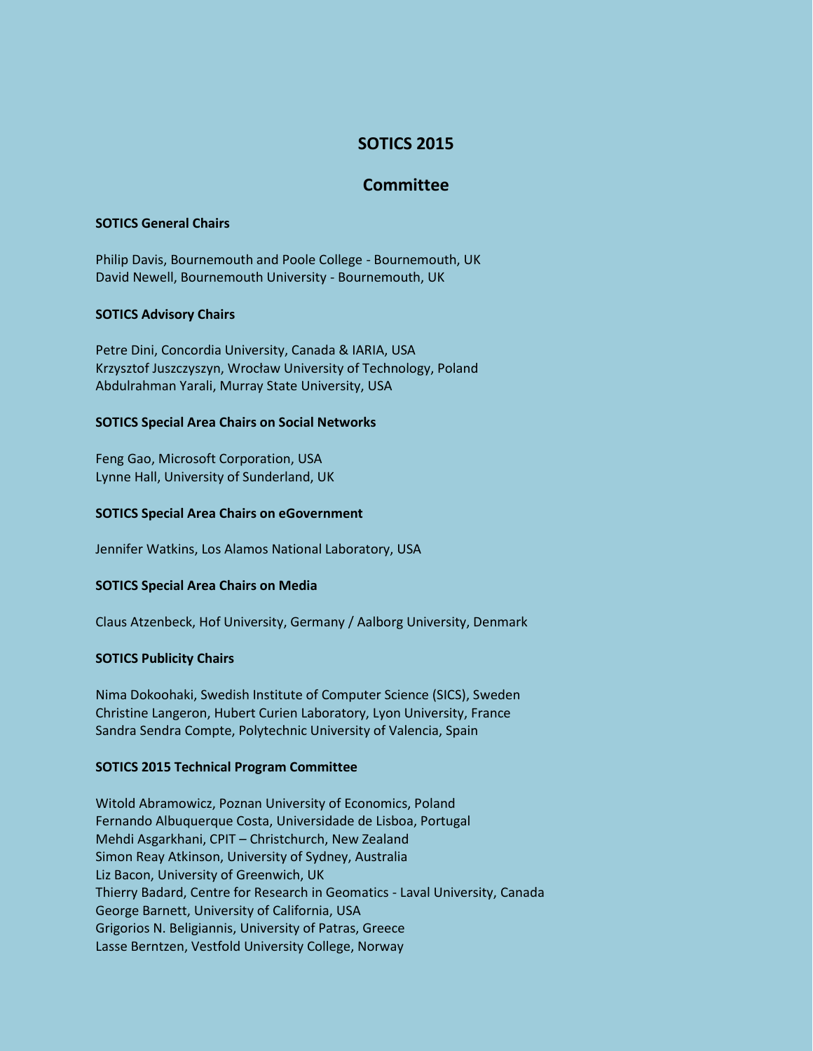# SOTICS 2015

## Committee

### SOTICS General Chairs

Philip Davis, Bournemouth and Poole College - Bournemouth, UK
David Newell, Bournemouth University - Bournemouth, UK

### SOTICS Advisory Chairs

Petre Dini, Concordia University, Canada & IARIA, USA
Krzysztof Juszczyszyn, Wrocław University of Technology, Poland
Abdulrahman Yarali, Murray State University, USA

### SOTICS Special Area Chairs on Social Networks

Feng Gao, Microsoft Corporation, USA
Lynne Hall, University of Sunderland, UK

### SOTICS Special Area Chairs on eGovernment

Jennifer Watkins, Los Alamos National Laboratory, USA

### SOTICS Special Area Chairs on Media

Claus Atzenbeck, Hof University, Germany / Aalborg University, Denmark

### SOTICS Publicity Chairs

Nima Dokoohaki, Swedish Institute of Computer Science (SICS), Sweden
Christine Langeron, Hubert Curien Laboratory, Lyon University, France
Sandra Sendra Compte, Polytechnic University of Valencia, Spain

### SOTICS 2015 Technical Program Committee

Witold Abramowicz, Poznan University of Economics, Poland
Fernando Albuquerque Costa, Universidade de Lisboa, Portugal
Mehdi Asgarkhani, CPIT – Christchurch, New Zealand
Simon Reay Atkinson, University of Sydney, Australia
Liz Bacon, University of Greenwich, UK
Thierry Badard, Centre for Research in Geomatics - Laval University, Canada
George Barnett, University of California, USA
Grigorios N. Beligiannis, University of Patras, Greece
Lasse Berntzen, Vestfold University College, Norway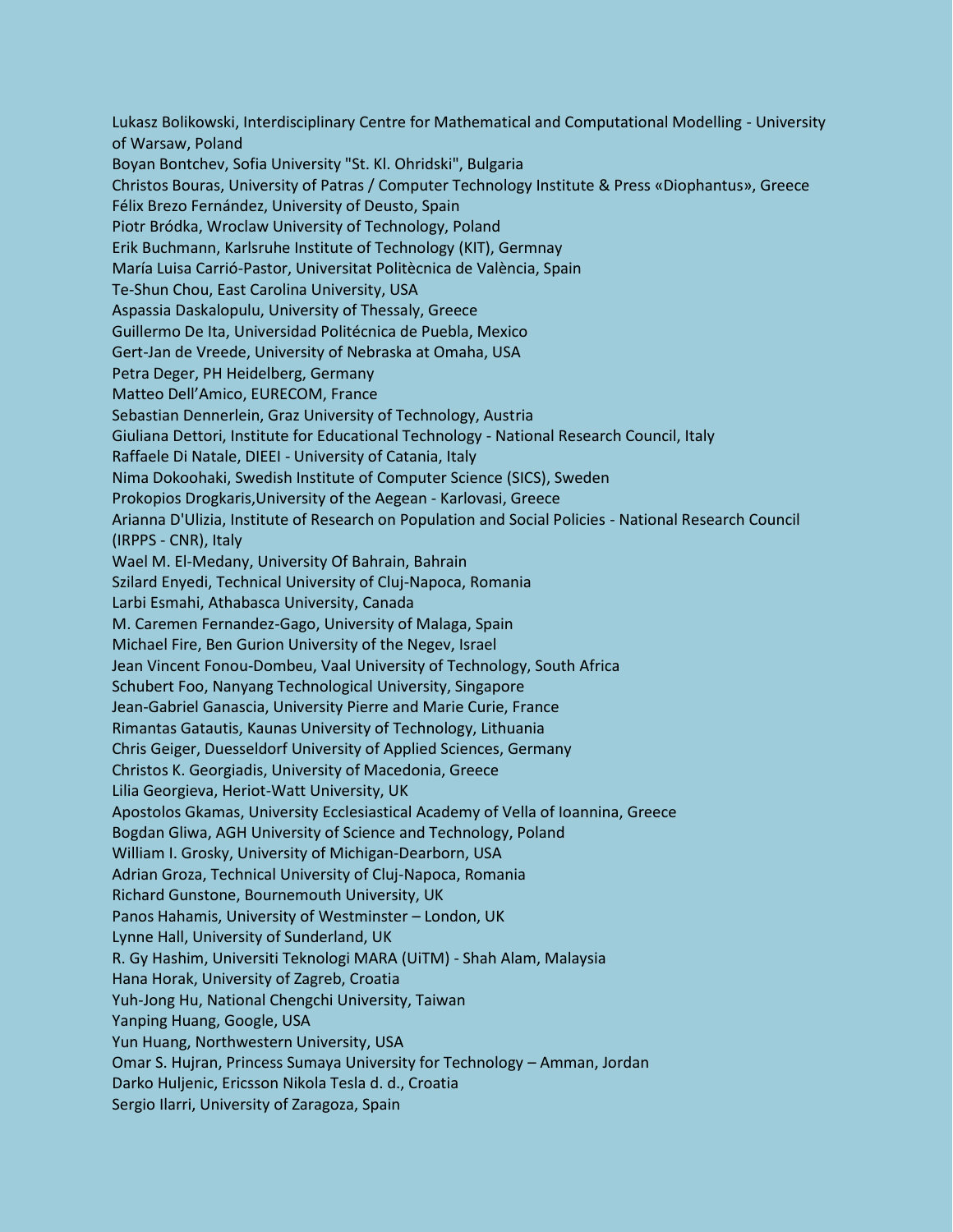Lukasz Bolikowski, Interdisciplinary Centre for Mathematical and Computational Modelling - University of Warsaw, Poland
Boyan Bontchev, Sofia University "St. Kl. Ohridski", Bulgaria
Christos Bouras, University of Patras / Computer Technology Institute & Press «Diophantus», Greece
Félix Brezo Fernández, University of Deusto, Spain
Piotr Bródka, Wroclaw University of Technology, Poland
Erik Buchmann, Karlsruhe Institute of Technology (KIT), Germnay
María Luisa Carrió-Pastor, Universitat Politècnica de València, Spain
Te-Shun Chou, East Carolina University, USA
Aspassia Daskalopulu, University of Thessaly, Greece
Guillermo De Ita, Universidad Politécnica de Puebla, Mexico
Gert-Jan de Vreede, University of Nebraska at Omaha, USA
Petra Deger, PH Heidelberg, Germany
Matteo Dell'Amico, EURECOM, France
Sebastian Dennerlein, Graz University of Technology, Austria
Giuliana Dettori, Institute for Educational Technology - National Research Council, Italy
Raffaele Di Natale, DIEEI - University of Catania, Italy
Nima Dokoohaki, Swedish Institute of Computer Science (SICS), Sweden
Prokopios Drogkaris,University of the Aegean - Karlovasi, Greece
Arianna D'Ulizia, Institute of Research on Population and Social Policies - National Research Council (IRPPS - CNR), Italy
Wael M. El-Medany, University Of Bahrain, Bahrain
Szilard Enyedi, Technical University of Cluj-Napoca, Romania
Larbi Esmahi, Athabasca University, Canada
M. Caremen Fernandez-Gago, University of Malaga, Spain
Michael Fire, Ben Gurion University of the Negev, Israel
Jean Vincent Fonou-Dombeu, Vaal University of Technology, South Africa
Schubert Foo, Nanyang Technological University, Singapore
Jean-Gabriel Ganascia, University Pierre and Marie Curie, France
Rimantas Gatautis, Kaunas University of Technology, Lithuania
Chris Geiger, Duesseldorf University of Applied Sciences, Germany
Christos K. Georgiadis, University of Macedonia, Greece
Lilia Georgieva, Heriot-Watt University, UK
Apostolos Gkamas, University Ecclesiastical Academy of Vella of Ioannina, Greece
Bogdan Gliwa, AGH University of Science and Technology, Poland
William I. Grosky, University of Michigan-Dearborn, USA
Adrian Groza, Technical University of Cluj-Napoca, Romania
Richard Gunstone, Bournemouth University, UK
Panos Hahamis, University of Westminster – London, UK
Lynne Hall, University of Sunderland, UK
R. Gy Hashim, Universiti Teknologi MARA (UiTM) - Shah Alam, Malaysia
Hana Horak, University of Zagreb, Croatia
Yuh-Jong Hu, National Chengchi University, Taiwan
Yanping Huang, Google, USA
Yun Huang, Northwestern University, USA
Omar S. Hujran, Princess Sumaya University for Technology – Amman, Jordan
Darko Huljenic, Ericsson Nikola Tesla d. d., Croatia
Sergio Ilarri, University of Zaragoza, Spain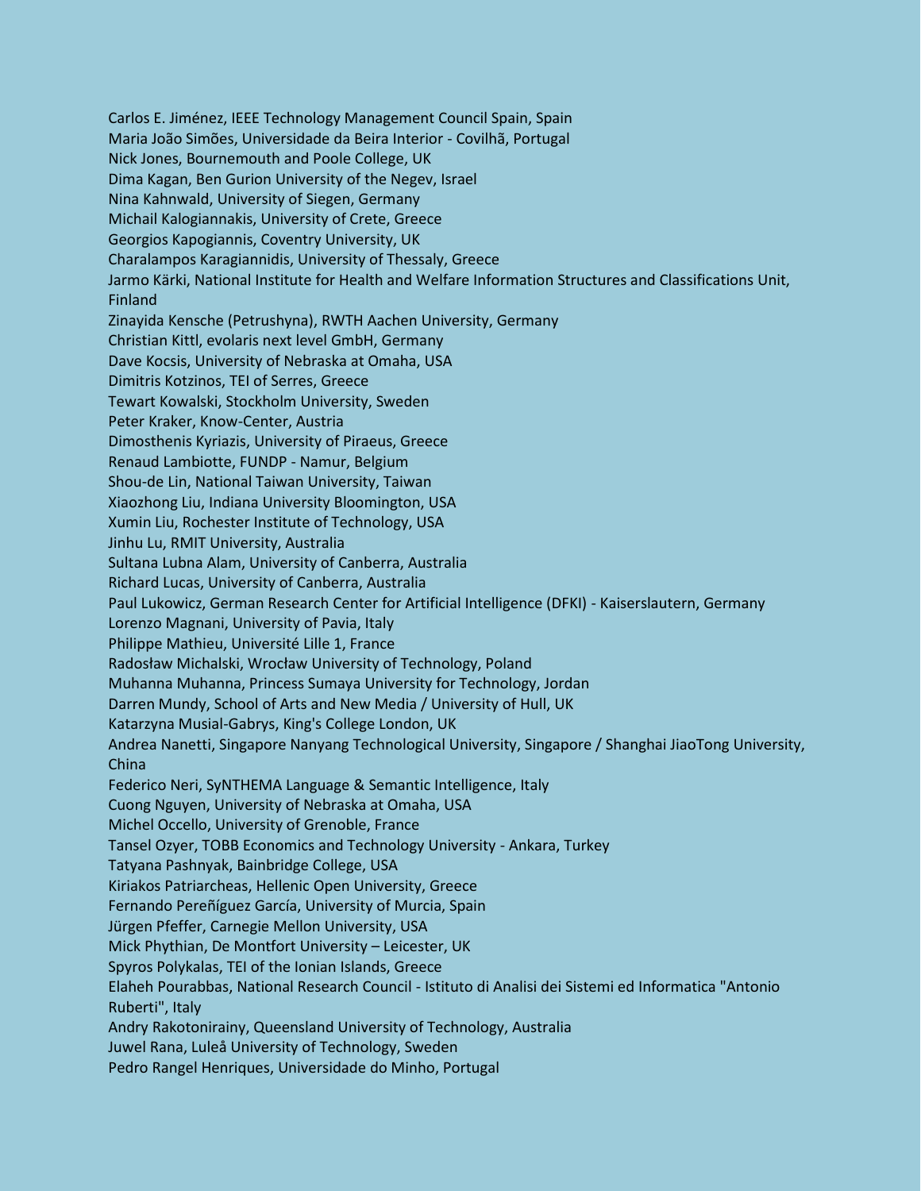Carlos E. Jiménez, IEEE Technology Management Council Spain, Spain
Maria João Simões, Universidade da Beira Interior - Covilhã, Portugal
Nick Jones, Bournemouth and Poole College, UK
Dima Kagan, Ben Gurion University of the Negev, Israel
Nina Kahnwald, University of Siegen, Germany
Michail Kalogiannakis, University of Crete, Greece
Georgios Kapogiannis, Coventry University, UK
Charalampos Karagiannidis, University of Thessaly, Greece
Jarmo Kärki, National Institute for Health and Welfare Information Structures and Classifications Unit, Finland
Zinayida Kensche (Petrushyna), RWTH Aachen University, Germany
Christian Kittl, evolaris next level GmbH, Germany
Dave Kocsis, University of Nebraska at Omaha, USA
Dimitris Kotzinos, TEI of Serres, Greece
Tewart Kowalski, Stockholm University, Sweden
Peter Kraker, Know-Center, Austria
Dimosthenis Kyriazis, University of Piraeus, Greece
Renaud Lambiotte, FUNDP - Namur, Belgium
Shou-de Lin, National Taiwan University, Taiwan
Xiaozhong Liu, Indiana University Bloomington, USA
Xumin Liu, Rochester Institute of Technology, USA
Jinhu Lu, RMIT University, Australia
Sultana Lubna Alam, University of Canberra, Australia
Richard Lucas, University of Canberra, Australia
Paul Lukowicz, German Research Center for Artificial Intelligence (DFKI) - Kaiserslautern, Germany
Lorenzo Magnani, University of Pavia, Italy
Philippe Mathieu, Université Lille 1, France
Radosław Michalski, Wrocław University of Technology, Poland
Muhanna Muhanna, Princess Sumaya University for Technology, Jordan
Darren Mundy, School of Arts and New Media / University of Hull, UK
Katarzyna Musial-Gabrys, King's College London, UK
Andrea Nanetti, Singapore Nanyang Technological University, Singapore / Shanghai JiaoTong University, China
Federico Neri, SyNTHEMA Language & Semantic Intelligence, Italy
Cuong Nguyen, University of Nebraska at Omaha, USA
Michel Occello, University of Grenoble, France
Tansel Ozyer, TOBB Economics and Technology University - Ankara, Turkey
Tatyana Pashnyak, Bainbridge College, USA
Kiriakos Patriarcheas, Hellenic Open University, Greece
Fernando Pereñíguez García, University of Murcia, Spain
Jürgen Pfeffer, Carnegie Mellon University, USA
Mick Phythian, De Montfort University – Leicester, UK
Spyros Polykalas, TEI of the Ionian Islands, Greece
Elaheh Pourabbas, National Research Council - Istituto di Analisi dei Sistemi ed Informatica "Antonio Ruberti", Italy
Andry Rakotonirainy, Queensland University of Technology, Australia
Juwel Rana, Luleå University of Technology, Sweden
Pedro Rangel Henriques, Universidade do Minho, Portugal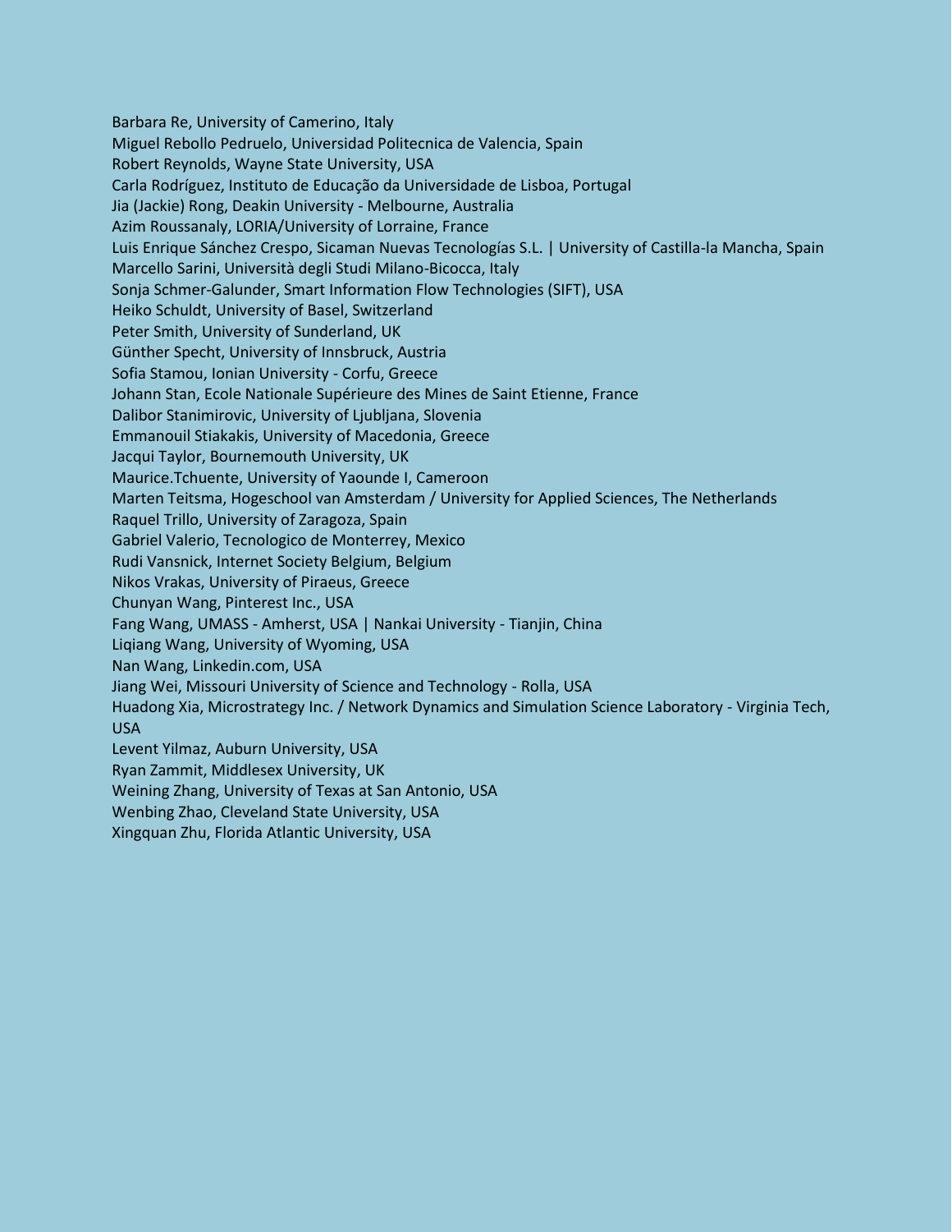Barbara Re, University of Camerino, Italy
Miguel Rebollo Pedruelo, Universidad Politecnica de Valencia, Spain
Robert Reynolds, Wayne State University, USA
Carla Rodríguez, Instituto de Educação da Universidade de Lisboa, Portugal
Jia (Jackie) Rong, Deakin University - Melbourne, Australia
Azim Roussanaly, LORIA/University of Lorraine, France
Luis Enrique Sánchez Crespo, Sicaman Nuevas Tecnologías S.L. | University of Castilla-la Mancha, Spain
Marcello Sarini, Università degli Studi Milano-Bicocca, Italy
Sonja Schmer-Galunder, Smart Information Flow Technologies (SIFT), USA
Heiko Schuldt, University of Basel, Switzerland
Peter Smith, University of Sunderland, UK
Günther Specht, University of Innsbruck, Austria
Sofia Stamou, Ionian University - Corfu, Greece
Johann Stan, Ecole Nationale Supérieure des Mines de Saint Etienne, France
Dalibor Stanimirovic, University of Ljubljana, Slovenia
Emmanouil Stiakakis, University of Macedonia, Greece
Jacqui Taylor, Bournemouth University, UK
Maurice.Tchuente, University of Yaounde I, Cameroon
Marten Teitsma, Hogeschool van Amsterdam / University for Applied Sciences, The Netherlands
Raquel Trillo, University of Zaragoza, Spain
Gabriel Valerio, Tecnologico de Monterrey, Mexico
Rudi Vansnick, Internet Society Belgium, Belgium
Nikos Vrakas, University of Piraeus, Greece
Chunyan Wang, Pinterest Inc., USA
Fang Wang, UMASS - Amherst, USA | Nankai University - Tianjin, China
Liqiang Wang, University of Wyoming, USA
Nan Wang, Linkedin.com, USA
Jiang Wei, Missouri University of Science and Technology - Rolla, USA
Huadong Xia, Microstrategy Inc. / Network Dynamics and Simulation Science Laboratory - Virginia Tech, USA
Levent Yilmaz, Auburn University, USA
Ryan Zammit, Middlesex University, UK
Weining Zhang, University of Texas at San Antonio, USA
Wenbing Zhao, Cleveland State University, USA
Xingquan Zhu, Florida Atlantic University, USA